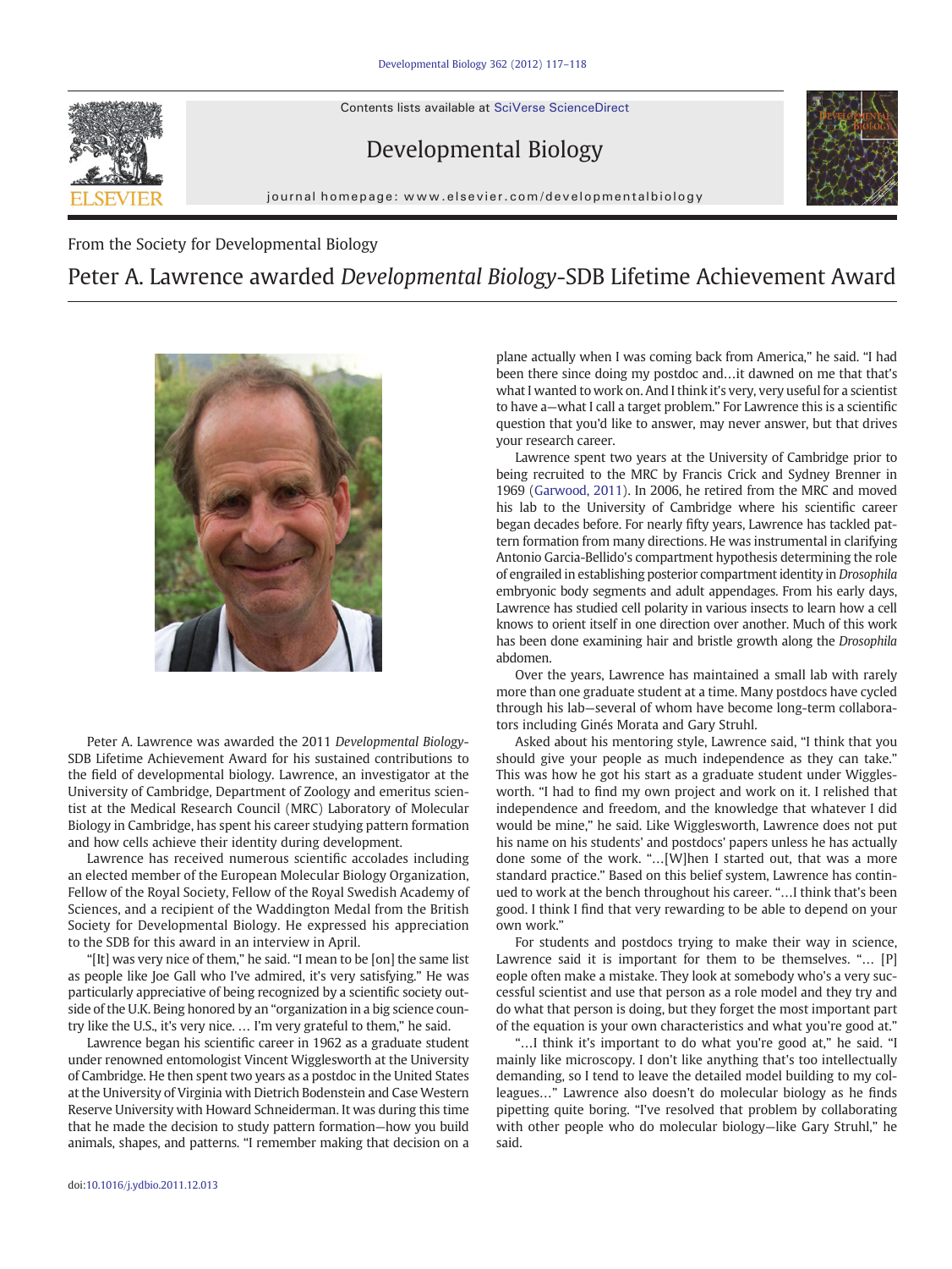From the Society for Developmental Biology

# Peter A. Lawrence awarded *Developmental Biology*-SDB Lifetime Achievement Award

Peter A. Lawrence was awarded the 2011 *Developmental Biology*-SDB Lifetime Achievement Award for his sustained contributions to the field of developmental biology. Lawrence, an investigator at the University of Cambridge, Department of Zoology and emeritus scientist at the Medical Research Council (MRC) Laboratory of Molecular Biology in Cambridge, has spent his career studying pattern formation and how cells achieve their identity during development.

Lawrence has received numerous scientific accolades including an elected member of the European Molecular Biology Organization, Fellow of the Royal Society, Fellow of the Royal Swedish Academy of Sciences, and a recipient of the Waddington Medal from the British Society for Developmental Biology. He expressed his appreciation to the SDB for this award in an interview in April.

"[It] was very nice of them," he said. "I mean to be [on] the same list as people like Joe Gall who I've admired, it's very satisfying." He was particularly appreciative of being recognized by a scientific society outside of the U.K. Being honored by an "organization in a big science country like the U.S., it's very nice. … I'm very grateful to them," he said.

Lawrence began his scientific career in 1962 as a graduate student under renowned entomologist Vincent Wigglesworth at the University of Cambridge. He then spent two years as a postdoc in the United States at the University of Virginia with Dietrich Bodenstein and Case Western Reserve University with Howard Schneiderman. It was during this time that he made the decision to study pattern formation—how you build animals, shapes, and patterns. "I remember making that decision on a plane actually when I was coming back from America," he said. "I had been there since doing my postdoc and…it dawned on me that that's what I wanted to work on. And I think it's very, very useful for a scientist to have a—what I call a target problem." For Lawrence this is a scientific question that you'd like to answer, may never answer, but that drives your research career.

Lawrence spent two years at the University of Cambridge prior to being recruited to the MRC by Francis Crick and Sydney Brenner in 1969 (Garwood, 2011). In 2006, he retired from the MRC and moved his lab to the University of Cambridge where his scientific career began decades before. For nearly fifty years, Lawrence has tackled pattern formation from many directions. He was instrumental in clarifying Antonio Garcia-Bellido's compartment hypothesis determining the role of engrailed in establishing posterior compartment identity in *Drosophila* embryonic body segments and adult appendages. From his early days, Lawrence has studied cell polarity in various insects to learn how a cell knows to orient itself in one direction over another. Much of this work has been done examining hair and bristle growth along the *Drosophila* abdomen.

Over the years, Lawrence has maintained a small lab with rarely more than one graduate student at a time. Many postdocs have cycled through his lab—several of whom have become long-term collaborators including Ginés Morata and Gary Struhl.

Asked about his mentoring style, Lawrence said, "I think that you should give your people as much independence as they can take." This was how he got his start as a graduate student under Wigglesworth. "I had to find my own project and work on it. I relished that independence and freedom, and the knowledge that whatever I did would be mine," he said. Like Wigglesworth, Lawrence does not put his name on his students' and postdocs' papers unless he has actually done some of the work. "…[W]hen I started out, that was a more standard practice." Based on this belief system, Lawrence has continued to work at the bench throughout his career. "…I think that's been good. I think I find that very rewarding to be able to depend on your own work."

For students and postdocs trying to make their way in science, Lawrence said it is important for them to be themselves. "… [P]eople often make a mistake. They look at somebody who's a very successful scientist and use that person as a role model and they try and do what that person is doing, but they forget the most important part of the equation is your own characteristics and what you're good at."

"…I think it's important to do what you're good at," he said. "I mainly like microscopy. I don't like anything that's too intellectually demanding, so I tend to leave the detailed model building to my colleagues…" Lawrence also doesn't do molecular biology as he finds pipetting quite boring. "I've resolved that problem by collaborating with other people who do molecular biology—like Gary Struhl," he said.

doi:10.1016/j.ydbio.2011.12.013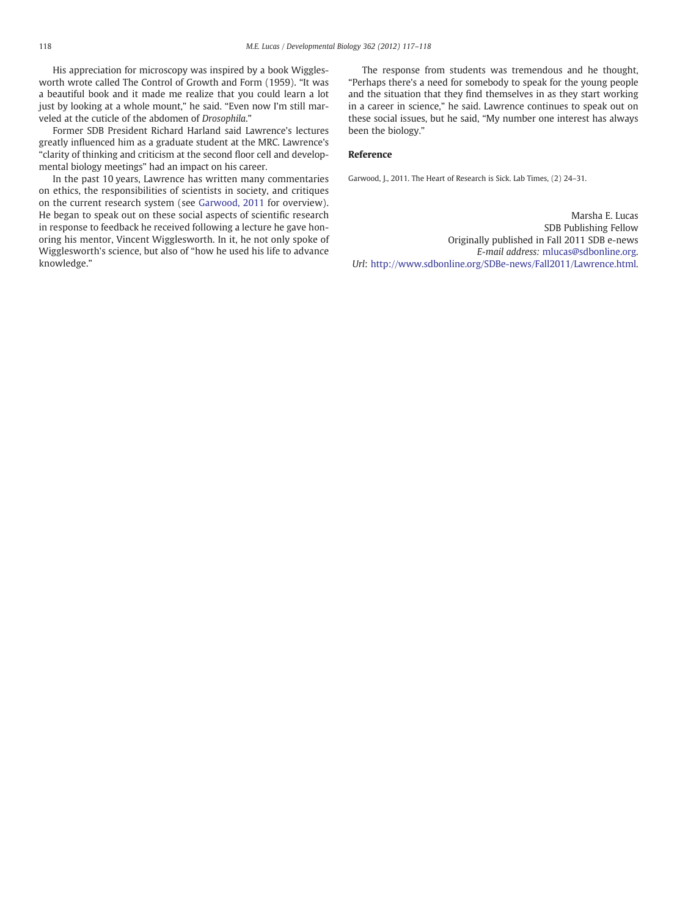His appreciation for microscopy was inspired by a book Wigglesworth wrote called The Control of Growth and Form (1959). "It was a beautiful book and it made me realize that you could learn a lot just by looking at a whole mount," he said. "Even now I'm still marveled at the cuticle of the abdomen of *Drosophila*."

Former SDB President Richard Harland said Lawrence's lectures greatly influenced him as a graduate student at the MRC. Lawrence's "clarity of thinking and criticism at the second floor cell and developmental biology meetings" had an impact on his career.

In the past 10 years, Lawrence has written many commentaries on ethics, the responsibilities of scientists in society, and critiques on the current research system (see Garwood, 2011 for overview). He began to speak out on these social aspects of scientific research in response to feedback he received following a lecture he gave honoring his mentor, Vincent Wigglesworth. In it, he not only spoke of Wigglesworth's science, but also of "how he used his life to advance knowledge."

The response from students was tremendous and he thought, "Perhaps there's a need for somebody to speak for the young people and the situation that they find themselves in as they start working in a career in science," he said. Lawrence continues to speak out on these social issues, but he said, "My number one interest has always been the biology."

## Reference

Garwood, J., 2011. The Heart of Research is Sick. Lab Times, (2) 24–31.

Marsha E. Lucas
SDB Publishing Fellow
Originally published in Fall 2011 SDB e-news
*E-mail address:* mlucas@sdbonline.org.
*Url*: http://www.sdbonline.org/SDBe-news/Fall2011/Lawrence.html.